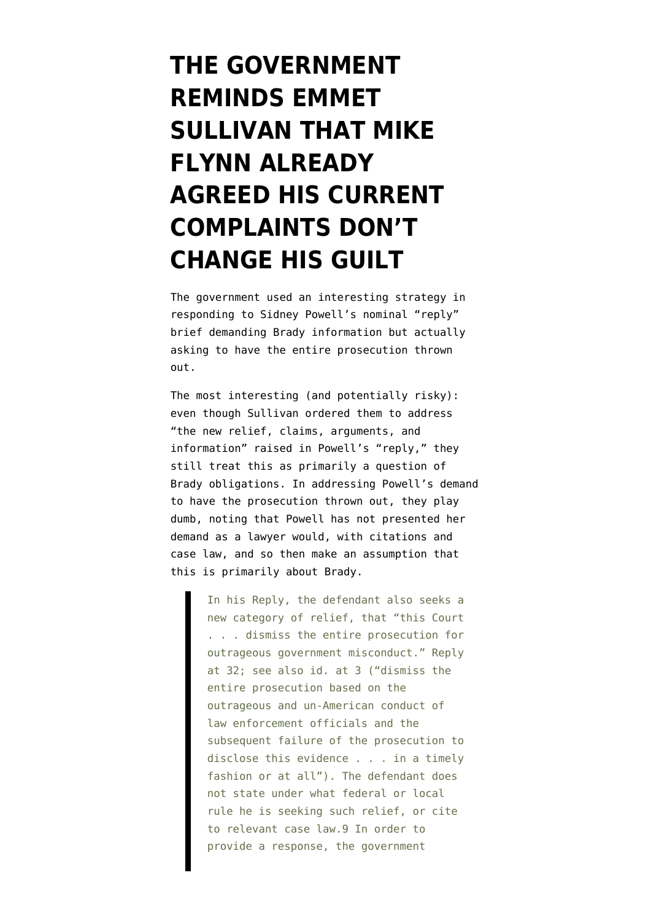# THE GOVERNMENT REMINDS EMMET SULLIVAN THAT MIKE FLYNN ALREADY AGREED HIS CURRENT COMPLAINTS DON'T CHANGE HIS GUILT

The government used an interesting strategy in responding to Sidney Powell's nominal "reply" brief demanding Brady information but actually asking to have the entire prosecution thrown out.

The most interesting (and potentially risky): even though Sullivan ordered them to address "the new relief, claims, arguments, and information" raised in Powell's "reply," they still treat this as primarily a question of Brady obligations. In addressing Powell's demand to have the prosecution thrown out, they play dumb, noting that Powell has not presented her demand as a lawyer would, with citations and case law, and so then make an assumption that this is primarily about Brady.

> In his Reply, the defendant also seeks a new category of relief, that "this Court . . . dismiss the entire prosecution for outrageous government misconduct." Reply at 32; see also id. at 3 ("dismiss the entire prosecution based on the outrageous and un-American conduct of law enforcement officials and the subsequent failure of the prosecution to disclose this evidence . . . in a timely fashion or at all"). The defendant does not state under what federal or local rule he is seeking such relief, or cite to relevant case law.9 In order to provide a response, the government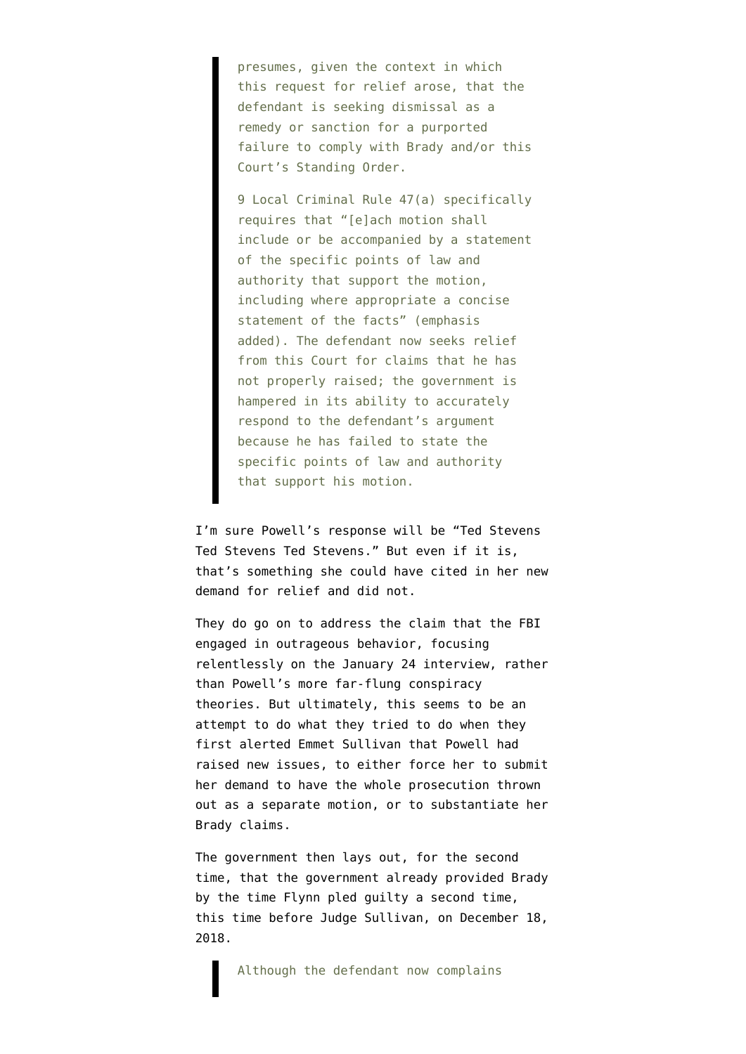> presumes, given the context in which this request for relief arose, that the defendant is seeking dismissal as a remedy or sanction for a purported failure to comply with Brady and/or this Court's Standing Order.
>
> 9 Local Criminal Rule 47(a) specifically requires that "[e]ach motion shall include or be accompanied by a statement of the specific points of law and authority that support the motion, including where appropriate a concise statement of the facts" (emphasis added). The defendant now seeks relief from this Court for claims that he has not properly raised; the government is hampered in its ability to accurately respond to the defendant's argument because he has failed to state the specific points of law and authority that support his motion.

I'm sure Powell's response will be "Ted Stevens Ted Stevens Ted Stevens." But even if it is, that's something she could have cited in her new demand for relief and did not.

They do go on to address the claim that the FBI engaged in outrageous behavior, focusing relentlessly on the January 24 interview, rather than Powell's more far-flung conspiracy theories. But ultimately, this seems to be an attempt to do what they tried to do when they first alerted Emmet Sullivan that Powell had raised new issues, to either force her to submit her demand to have the whole prosecution thrown out as a separate motion, or to substantiate her Brady claims.

The government then lays out, for the second time, that the government already provided Brady by the time Flynn pled guilty a second time, this time before Judge Sullivan, on December 18, 2018.

> Although the defendant now complains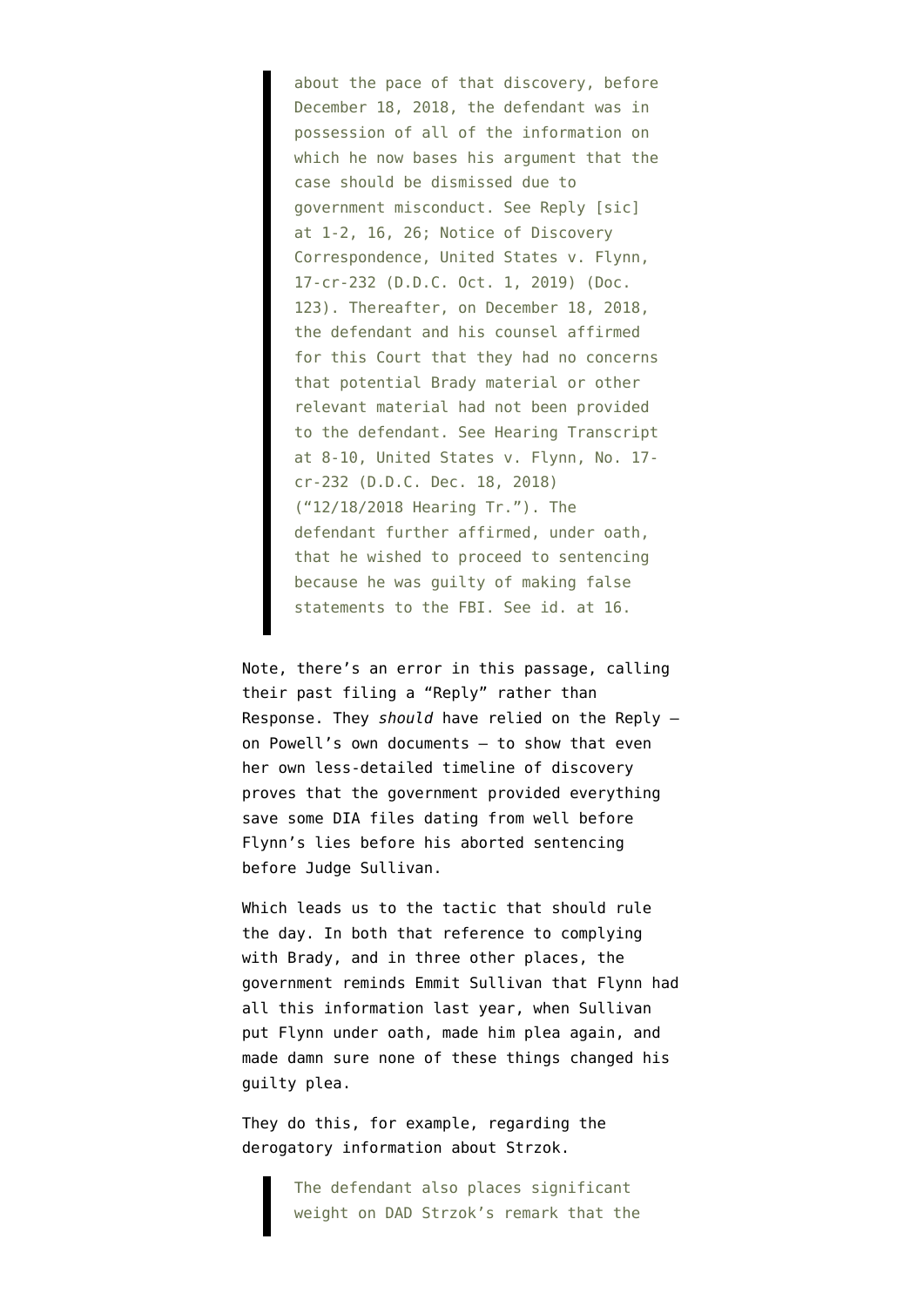> about the pace of that discovery, before December 18, 2018, the defendant was in possession of all of the information on which he now bases his argument that the case should be dismissed due to government misconduct. See Reply [sic] at 1-2, 16, 26; Notice of Discovery Correspondence, United States v. Flynn, 17-cr-232 (D.D.C. Oct. 1, 2019) (Doc. 123). Thereafter, on December 18, 2018, the defendant and his counsel affirmed for this Court that they had no concerns that potential Brady material or other relevant material had not been provided to the defendant. See Hearing Transcript at 8-10, United States v. Flynn, No. 17-cr-232 (D.D.C. Dec. 18, 2018) ("12/18/2018 Hearing Tr."). The defendant further affirmed, under oath, that he wished to proceed to sentencing because he was guilty of making false statements to the FBI. See id. at 16.

Note, there's an error in this passage, calling their past filing a "Reply" rather than Response. They *should* have relied on the Reply — on Powell's own documents — to show that even her own less-detailed timeline of discovery proves that the government provided everything save some DIA files dating from well before Flynn's lies before his aborted sentencing before Judge Sullivan.

Which leads us to the tactic that should rule the day. In both that reference to complying with Brady, and in three other places, the government reminds Emmit Sullivan that Flynn had all this information last year, when Sullivan put Flynn under oath, made him plea again, and made damn sure none of these things changed his guilty plea.

They do this, for example, regarding the derogatory information about Strzok.

> The defendant also places significant weight on DAD Strzok's remark that the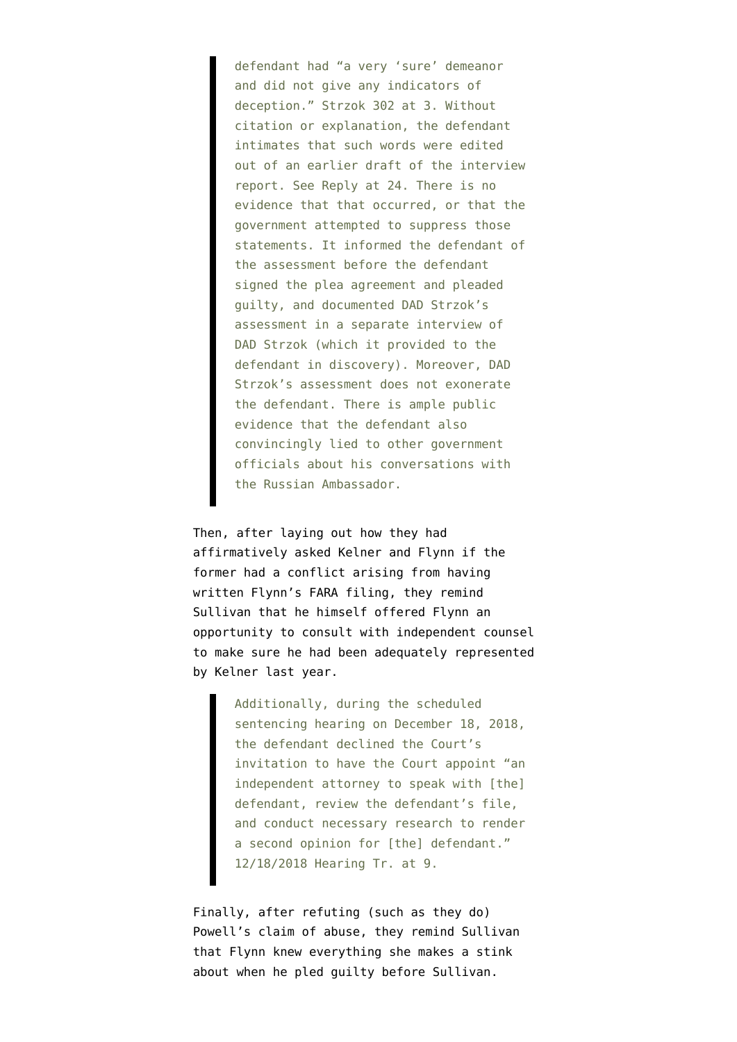> defendant had “a very ‘sure’ demeanor and did not give any indicators of deception.” Strzok 302 at 3. Without citation or explanation, the defendant intimates that such words were edited out of an earlier draft of the interview report. See Reply at 24. There is no evidence that that occurred, or that the government attempted to suppress those statements. It informed the defendant of the assessment before the defendant signed the plea agreement and pleaded guilty, and documented DAD Strzok’s assessment in a separate interview of DAD Strzok (which it provided to the defendant in discovery). Moreover, DAD Strzok’s assessment does not exonerate the defendant. There is ample public evidence that the defendant also convincingly lied to other government officials about his conversations with the Russian Ambassador.

Then, after laying out how they had affirmatively asked Kelner and Flynn if the former had a conflict arising from having written Flynn’s FARA filing, they remind Sullivan that he himself offered Flynn an opportunity to consult with independent counsel to make sure he had been adequately represented by Kelner last year.

> Additionally, during the scheduled sentencing hearing on December 18, 2018, the defendant declined the Court’s invitation to have the Court appoint “an independent attorney to speak with [the] defendant, review the defendant’s file, and conduct necessary research to render a second opinion for [the] defendant.” 12/18/2018 Hearing Tr. at 9.

Finally, after refuting (such as they do) Powell’s claim of abuse, they remind Sullivan that Flynn knew everything she makes a stink about when he pled guilty before Sullivan.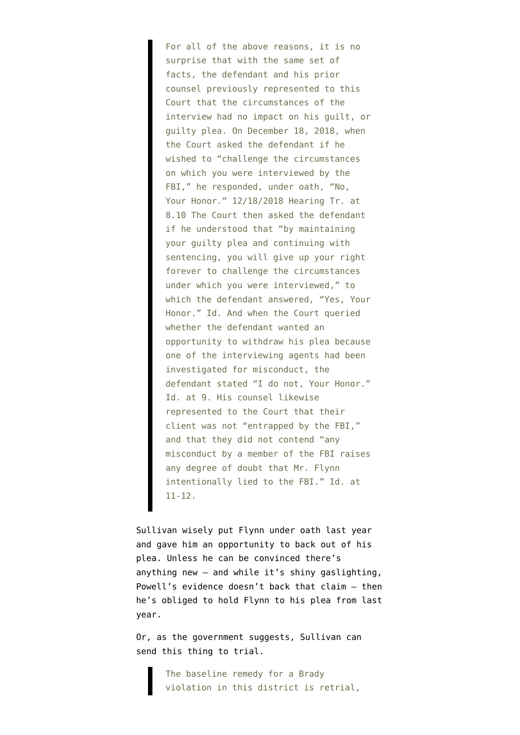> For all of the above reasons, it is no surprise that with the same set of facts, the defendant and his prior counsel previously represented to this Court that the circumstances of the interview had no impact on his guilt, or guilty plea. On December 18, 2018, when the Court asked the defendant if he wished to "challenge the circumstances on which you were interviewed by the FBI," he responded, under oath, "No, Your Honor." 12/18/2018 Hearing Tr. at 8.10 The Court then asked the defendant if he understood that "by maintaining your guilty plea and continuing with sentencing, you will give up your right forever to challenge the circumstances under which you were interviewed," to which the defendant answered, "Yes, Your Honor." Id. And when the Court queried whether the defendant wanted an opportunity to withdraw his plea because one of the interviewing agents had been investigated for misconduct, the defendant stated "I do not, Your Honor." Id. at 9. His counsel likewise represented to the Court that their client was not "entrapped by the FBI," and that they did not contend "any misconduct by a member of the FBI raises any degree of doubt that Mr. Flynn intentionally lied to the FBI." Id. at 11-12.

Sullivan wisely put Flynn under oath last year and gave him an opportunity to back out of his plea. Unless he can be convinced there's anything new — and while it's shiny gaslighting, Powell's evidence doesn't back that claim — then he's obliged to hold Flynn to his plea from last year.

Or, as the government suggests, Sullivan can send this thing to trial.

> The baseline remedy for a Brady violation in this district is retrial,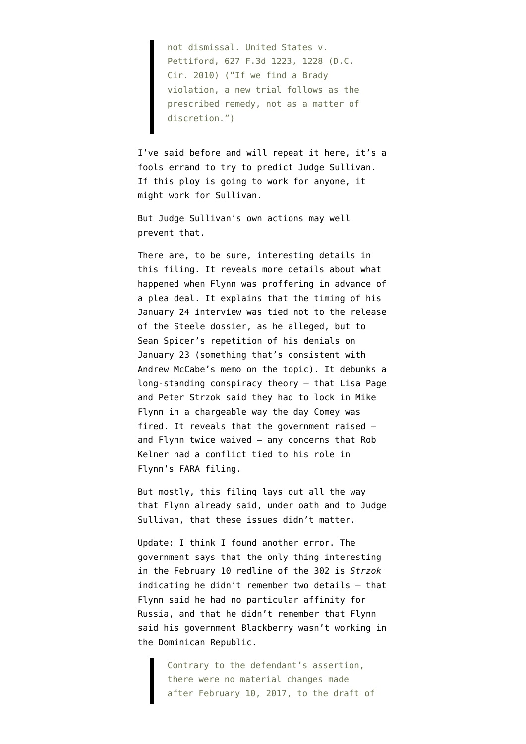> not dismissal. United States v. Pettiford, 627 F.3d 1223, 1228 (D.C. Cir. 2010) ("If we find a Brady violation, a new trial follows as the prescribed remedy, not as a matter of discretion.")

I've said before and will repeat it here, it's a fools errand to try to predict Judge Sullivan. If this ploy is going to work for anyone, it might work for Sullivan.

But Judge Sullivan's own actions may well prevent that.

There are, to be sure, interesting details in this filing. It reveals more details about what happened when Flynn was proffering in advance of a plea deal. It explains that the timing of his January 24 interview was tied not to the release of the Steele dossier, as he alleged, but to Sean Spicer's repetition of his denials on January 23 (something that's consistent with Andrew McCabe's memo on the topic). It debunks a long-standing conspiracy theory — that Lisa Page and Peter Strzok said they had to lock in Mike Flynn in a chargeable way the day Comey was fired. It reveals that the government raised — and Flynn twice waived — any concerns that Rob Kelner had a conflict tied to his role in Flynn's FARA filing.

But mostly, this filing lays out all the way that Flynn already said, under oath and to Judge Sullivan, that these issues didn't matter.

Update: I think I found another error. The government says that the only thing interesting in the February 10 redline of the 302 is *Strzok* indicating he didn't remember two details — that Flynn said he had no particular affinity for Russia, and that he didn't remember that Flynn said his government Blackberry wasn't working in the Dominican Republic.

> Contrary to the defendant's assertion, there were no material changes made after February 10, 2017, to the draft of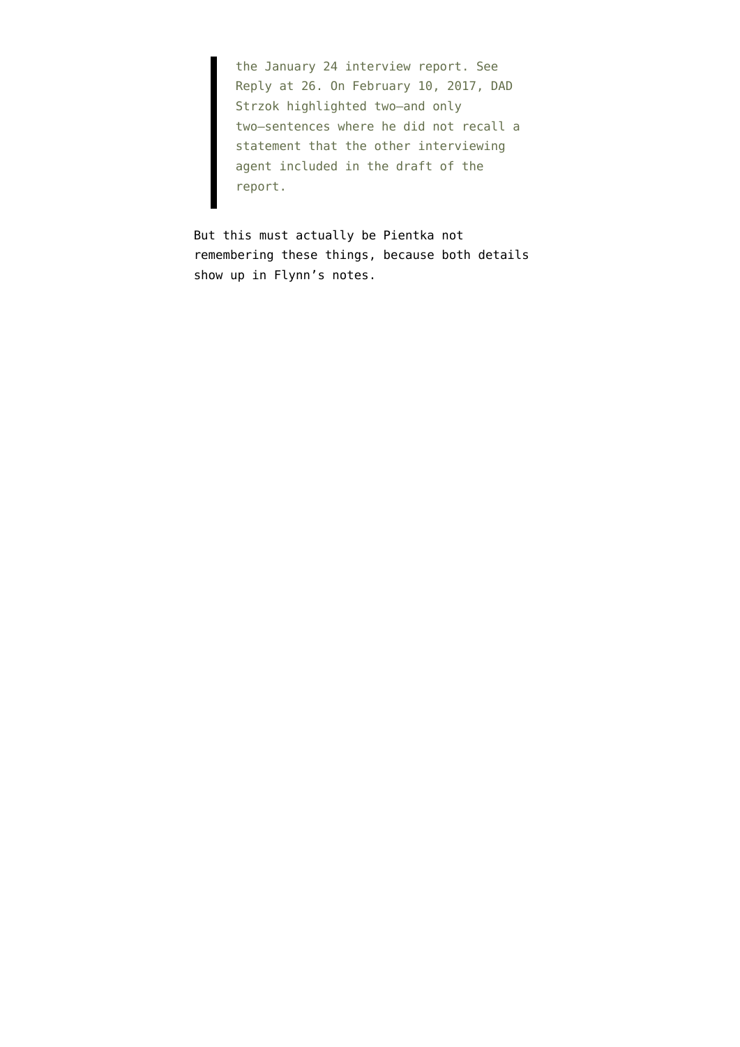> the January 24 interview report. See Reply at 26. On February 10, 2017, DAD Strzok highlighted two—and only two—sentences where he did not recall a statement that the other interviewing agent included in the draft of the report.

But this must actually be Pientka not remembering these things, because both details show up in Flynn's notes.